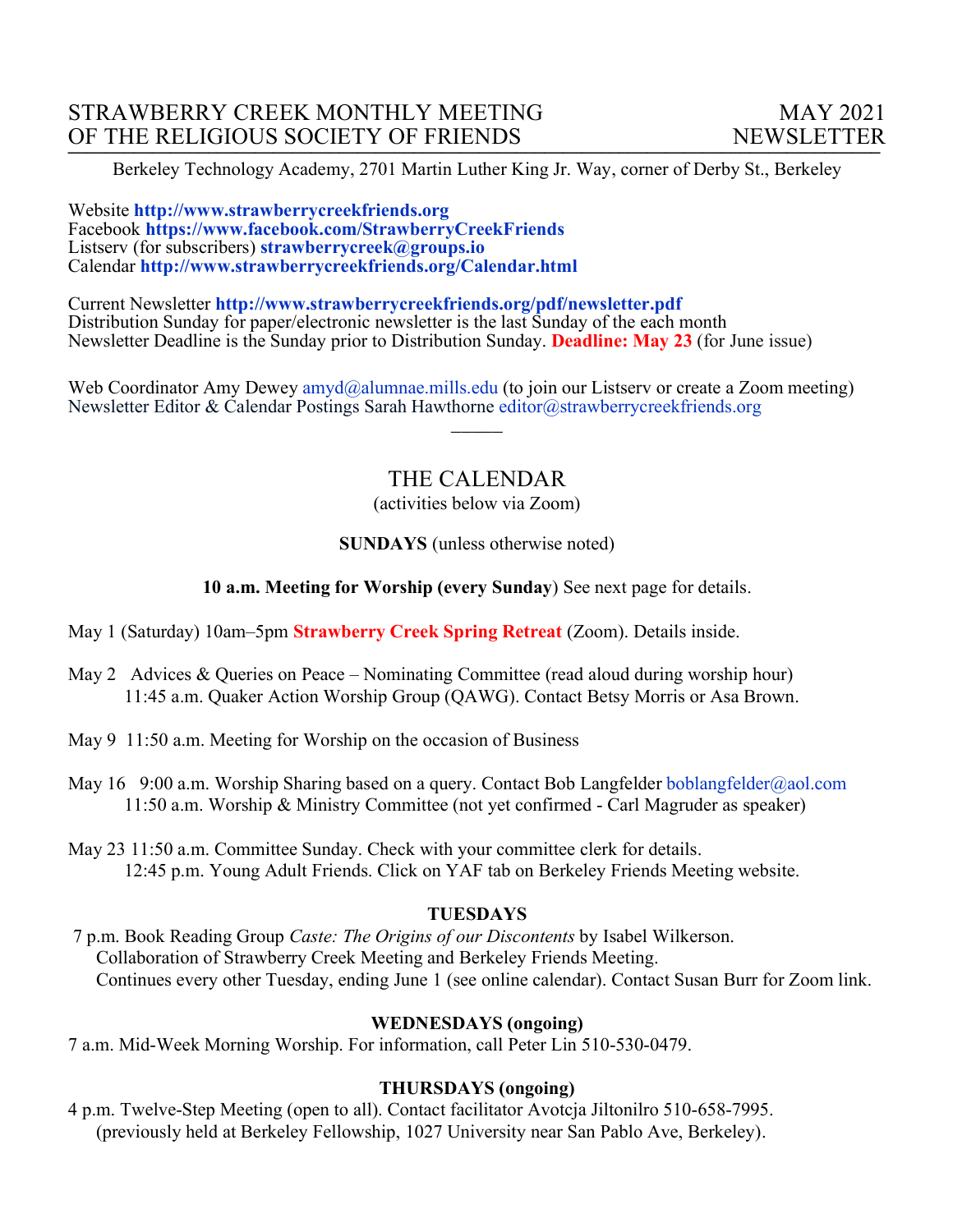# STRAWBERRY CREEK MONTHLY MEETING OF THE RELIGIOUS SOCIETY OF FRIENDS

**MAY 2021 NEWSLETTER**

Berkeley Technology Academy, 2701 Martin Luther King Jr. Way, corner of Derby St., Berkeley

Website **http://www.strawberrycreekfriends.org**
Facebook **https://www.facebook.com/StrawberryCreekFriends**
Listserv (for subscribers) **strawberrycreek@groups.io**
Calendar **http://www.strawberrycreekfriends.org/Calendar.html**

Current Newsletter **http://www.strawberrycreekfriends.org/pdf/newsletter.pdf**
Distribution Sunday for paper/electronic newsletter is the last Sunday of the each month
Newsletter Deadline is the Sunday prior to Distribution Sunday. **Deadline: May 23** (for June issue)

Web Coordinator Amy Dewey amyd@alumnae.mills.edu (to join our Listserv or create a Zoom meeting)
Newsletter Editor & Calendar Postings Sarah Hawthorne editor@strawberrycreekfriends.org

---

## THE CALENDAR

(activities below via Zoom)

**SUNDAYS** (unless otherwise noted)

**10 a.m. Meeting for Worship (every Sunday**) See next page for details.

May 1 (Saturday) 10am–5pm **Strawberry Creek Spring Retreat** (Zoom). Details inside.

May 2 Advices & Queries on Peace – Nominating Committee (read aloud during worship hour)
11:45 a.m. Quaker Action Worship Group (QAWG). Contact Betsy Morris or Asa Brown.

May 9 11:50 a.m. Meeting for Worship on the occasion of Business

May 16 9:00 a.m. Worship Sharing based on a query. Contact Bob Langfelder boblangfelder@aol.com
11:50 a.m. Worship & Ministry Committee (not yet confirmed - Carl Magruder as speaker)

May 23 11:50 a.m. Committee Sunday. Check with your committee clerk for details.
12:45 p.m. Young Adult Friends. Click on YAF tab on Berkeley Friends Meeting website.

**TUESDAYS**

7 p.m. Book Reading Group *Caste: The Origins of our Discontents* by Isabel Wilkerson.
Collaboration of Strawberry Creek Meeting and Berkeley Friends Meeting.
Continues every other Tuesday, ending June 1 (see online calendar). Contact Susan Burr for Zoom link.

**WEDNESDAYS (ongoing)**

7 a.m. Mid-Week Morning Worship. For information, call Peter Lin 510-530-0479.

**THURSDAYS (ongoing)**

4 p.m. Twelve-Step Meeting (open to all). Contact facilitator Avotcja Jiltonilro 510-658-7995.
(previously held at Berkeley Fellowship, 1027 University near San Pablo Ave, Berkeley).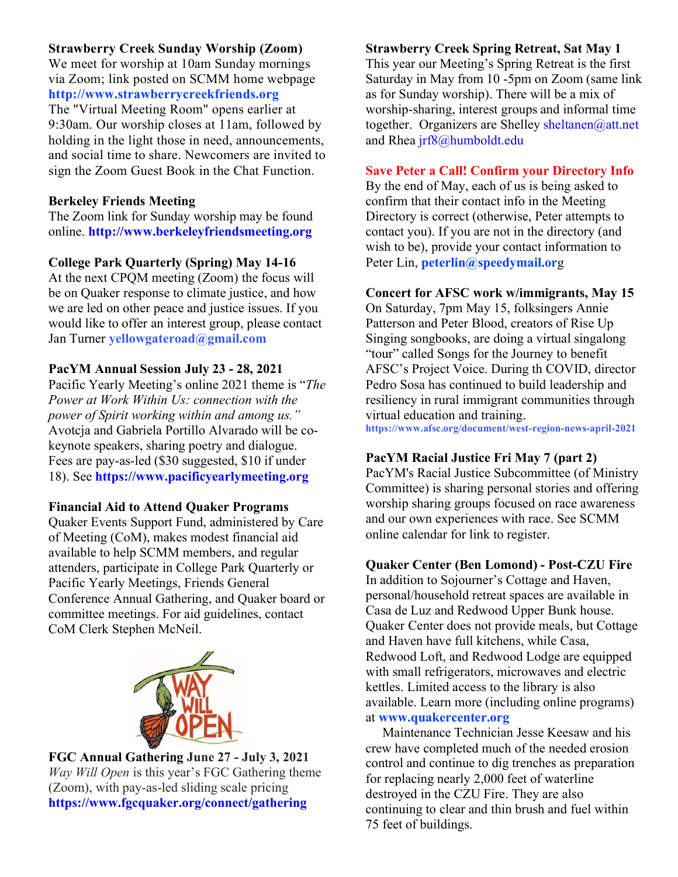**Strawberry Creek Sunday Worship (Zoom)**
We meet for worship at 10am Sunday mornings via Zoom; link posted on SCMM home webpage **http://www.strawberrycreekfriends.org**
The "Virtual Meeting Room" opens earlier at 9:30am. Our worship closes at 11am, followed by holding in the light those in need, announcements, and social time to share. Newcomers are invited to sign the Zoom Guest Book in the Chat Function.

**Berkeley Friends Meeting**
The Zoom link for Sunday worship may be found online. **http://www.berkeleyfriendsmeeting.org**

**College Park Quarterly (Spring) May 14-16**
At the next CPQM meeting (Zoom) the focus will be on Quaker response to climate justice, and how we are led on other peace and justice issues. If you would like to offer an interest group, please contact Jan Turner **yellowgateroad@gmail.com**

**PacYM Annual Session July 23 - 28, 2021**
Pacific Yearly Meeting's online 2021 theme is "*The Power at Work Within Us: connection with the power of Spirit working within and among us."* Avotcja and Gabriela Portillo Alvarado will be co-keynote speakers, sharing poetry and dialogue. Fees are pay-as-led ($30 suggested, $10 if under 18). See **https://www.pacificyearlymeeting.org**

**Financial Aid to Attend Quaker Programs**
Quaker Events Support Fund, administered by Care of Meeting (CoM), makes modest financial aid available to help SCMM members, and regular attenders, participate in College Park Quarterly or Pacific Yearly Meetings, Friends General Conference Annual Gathering, and Quaker board or committee meetings. For aid guidelines, contact CoM Clerk Stephen McNeil.

**FGC Annual Gathering June 27 - July 3, 2021**
*Way Will Open* is this year's FGC Gathering theme (Zoom), with pay-as-led sliding scale pricing **https://www.fgcquaker.org/connect/gathering**

**Strawberry Creek Spring Retreat, Sat May 1**
This year our Meeting's Spring Retreat is the first Saturday in May from 10 -5pm on Zoom (same link as for Sunday worship). There will be a mix of worship-sharing, interest groups and informal time together. Organizers are Shelley sheltanen@att.net and Rhea jrf8@humboldt.edu

**Save Peter a Call! Confirm your Directory Info**
By the end of May, each of us is being asked to confirm that their contact info in the Meeting Directory is correct (otherwise, Peter attempts to contact you). If you are not in the directory (and wish to be), provide your contact information to Peter Lin, **peterlin@speedymail.org**

**Concert for AFSC work w/immigrants, May 15**
On Saturday, 7pm May 15, folksingers Annie Patterson and Peter Blood, creators of Rise Up Singing songbooks, are doing a virtual singalong "tour" called Songs for the Journey to benefit AFSC's Project Voice. During th COVID, director Pedro Sosa has continued to build leadership and resiliency in rural immigrant communities through virtual education and training.
**https://www.afsc.org/document/west-region-news-april-2021**

**PacYM Racial Justice Fri May 7 (part 2)**
PacYM's Racial Justice Subcommittee (of Ministry Committee) is sharing personal stories and offering worship sharing groups focused on race awareness and our own experiences with race. See SCMM online calendar for link to register.

**Quaker Center (Ben Lomond) - Post-CZU Fire**
In addition to Sojourner's Cottage and Haven, personal/household retreat spaces are available in Casa de Luz and Redwood Upper Bunk house. Quaker Center does not provide meals, but Cottage and Haven have full kitchens, while Casa, Redwood Loft, and Redwood Lodge are equipped with small refrigerators, microwaves and electric kettles. Limited access to the library is also available. Learn more (including online programs) at **www.quakercenter.org**

Maintenance Technician Jesse Keesaw and his crew have completed much of the needed erosion control and continue to dig trenches as preparation for replacing nearly 2,000 feet of waterline destroyed in the CZU Fire. They are also continuing to clear and thin brush and fuel within 75 feet of buildings.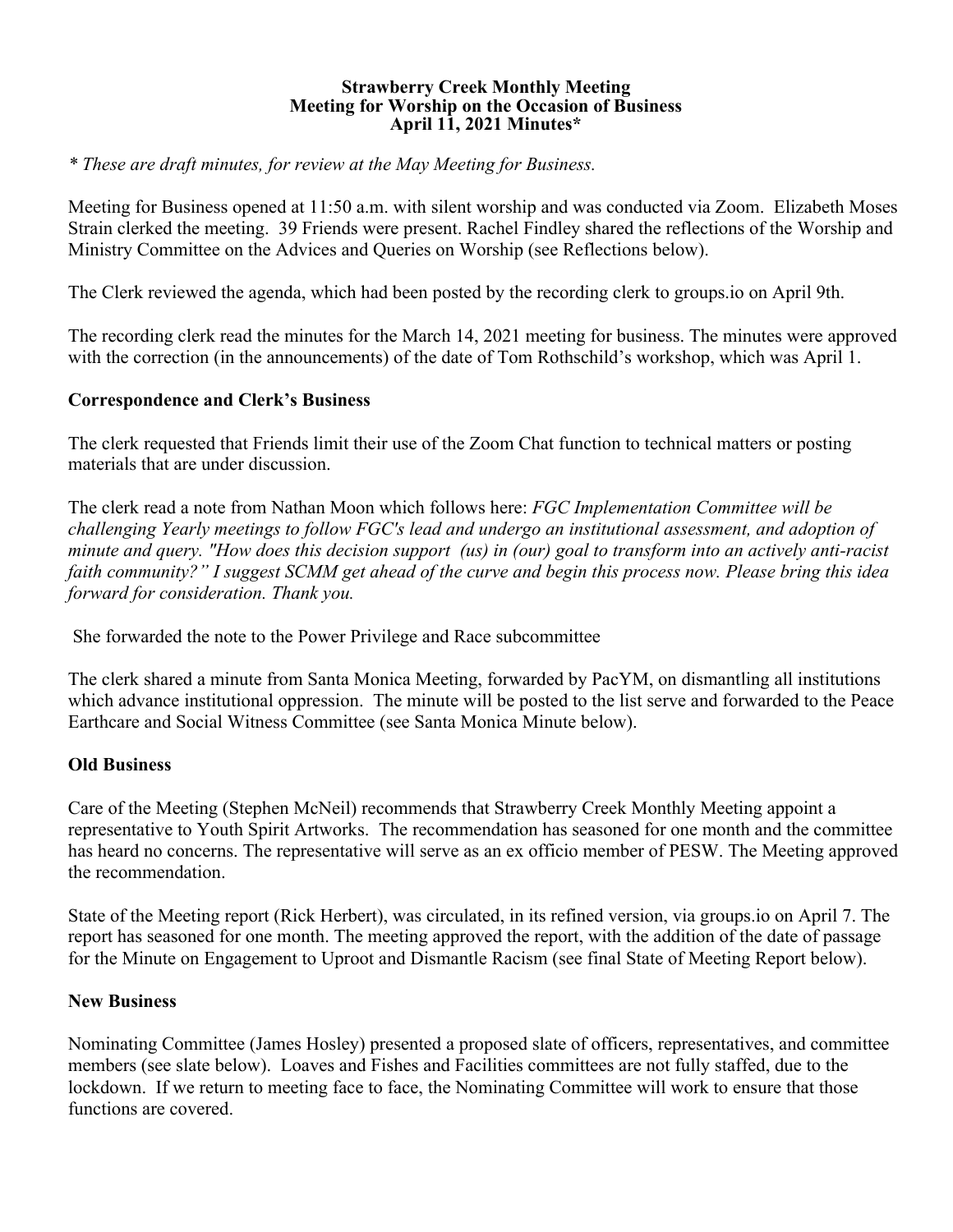**Strawberry Creek Monthly Meeting**
**Meeting for Worship on the Occasion of Business**
**April 11, 2021 Minutes***

*\* These are draft minutes, for review at the May Meeting for Business.*

Meeting for Business opened at 11:50 a.m. with silent worship and was conducted via Zoom. Elizabeth Moses Strain clerked the meeting. 39 Friends were present. Rachel Findley shared the reflections of the Worship and Ministry Committee on the Advices and Queries on Worship (see Reflections below).

The Clerk reviewed the agenda, which had been posted by the recording clerk to groups.io on April 9th.

The recording clerk read the minutes for the March 14, 2021 meeting for business. The minutes were approved with the correction (in the announcements) of the date of Tom Rothschild's workshop, which was April 1.

## Correspondence and Clerk's Business

The clerk requested that Friends limit their use of the Zoom Chat function to technical matters or posting materials that are under discussion.

The clerk read a note from Nathan Moon which follows here: *FGC Implementation Committee will be challenging Yearly meetings to follow FGC's lead and undergo an institutional assessment, and adoption of minute and query. "How does this decision support (us) in (our) goal to transform into an actively anti-racist faith community?" I suggest SCMM get ahead of the curve and begin this process now. Please bring this idea forward for consideration. Thank you.*

She forwarded the note to the Power Privilege and Race subcommittee

The clerk shared a minute from Santa Monica Meeting, forwarded by PacYM, on dismantling all institutions which advance institutional oppression. The minute will be posted to the list serve and forwarded to the Peace Earthcare and Social Witness Committee (see Santa Monica Minute below).

## Old Business

Care of the Meeting (Stephen McNeil) recommends that Strawberry Creek Monthly Meeting appoint a representative to Youth Spirit Artworks. The recommendation has seasoned for one month and the committee has heard no concerns. The representative will serve as an ex officio member of PESW. The Meeting approved the recommendation.

State of the Meeting report (Rick Herbert), was circulated, in its refined version, via groups.io on April 7. The report has seasoned for one month. The meeting approved the report, with the addition of the date of passage for the Minute on Engagement to Uproot and Dismantle Racism (see final State of Meeting Report below).

## New Business

Nominating Committee (James Hosley) presented a proposed slate of officers, representatives, and committee members (see slate below). Loaves and Fishes and Facilities committees are not fully staffed, due to the lockdown. If we return to meeting face to face, the Nominating Committee will work to ensure that those functions are covered.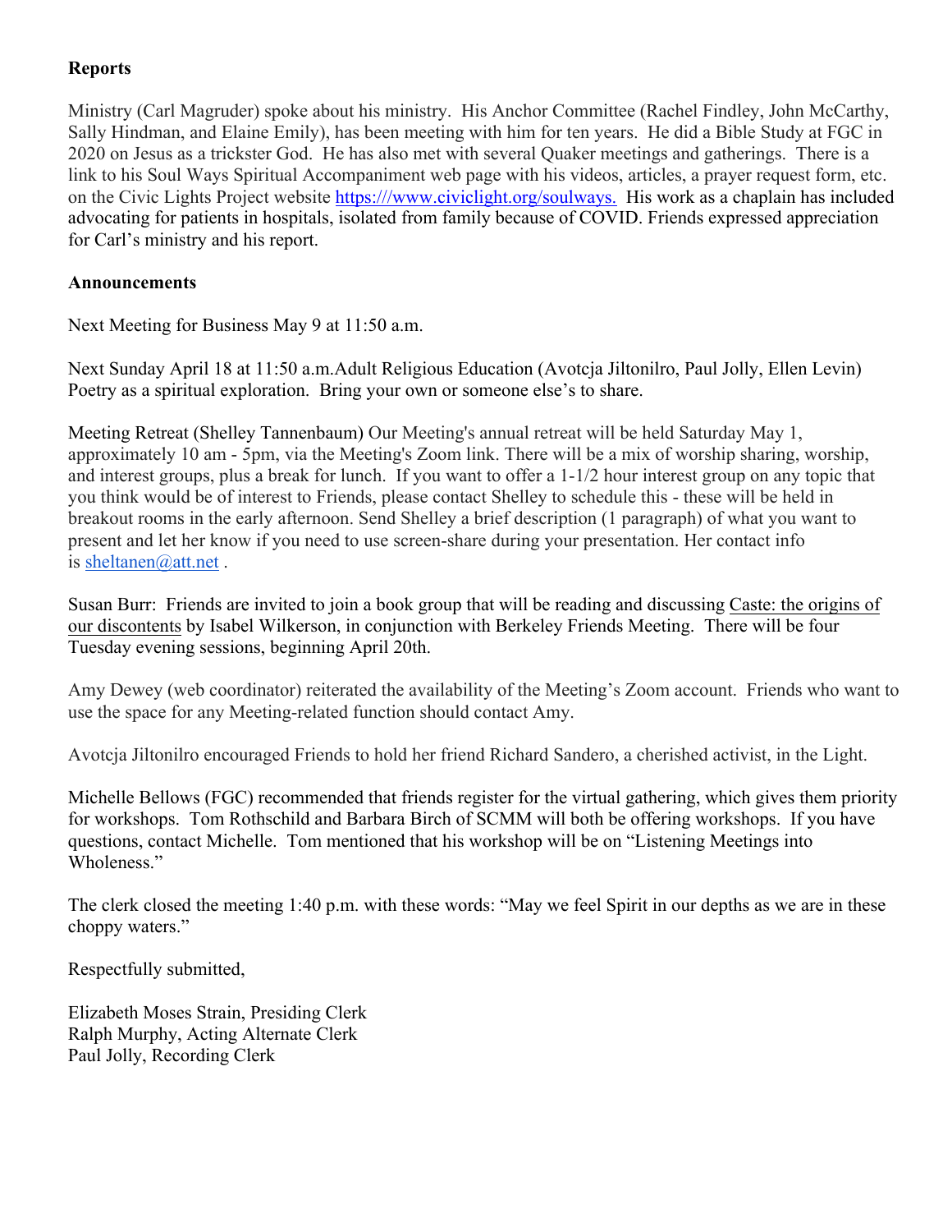**Reports**

Ministry (Carl Magruder) spoke about his ministry. His Anchor Committee (Rachel Findley, John McCarthy, Sally Hindman, and Elaine Emily), has been meeting with him for ten years. He did a Bible Study at FGC in 2020 on Jesus as a trickster God. He has also met with several Quaker meetings and gatherings. There is a link to his Soul Ways Spiritual Accompaniment web page with his videos, articles, a prayer request form, etc. on the Civic Lights Project website https:///www.civiclight.org/soulways. His work as a chaplain has included advocating for patients in hospitals, isolated from family because of COVID. Friends expressed appreciation for Carl's ministry and his report.

**Announcements**

Next Meeting for Business May 9 at 11:50 a.m.

Next Sunday April 18 at 11:50 a.m.Adult Religious Education (Avotcja Jiltonilro, Paul Jolly, Ellen Levin) Poetry as a spiritual exploration. Bring your own or someone else's to share.

Meeting Retreat (Shelley Tannenbaum) Our Meeting's annual retreat will be held Saturday May 1, approximately 10 am - 5pm, via the Meeting's Zoom link. There will be a mix of worship sharing, worship, and interest groups, plus a break for lunch. If you want to offer a 1-1/2 hour interest group on any topic that you think would be of interest to Friends, please contact Shelley to schedule this - these will be held in breakout rooms in the early afternoon. Send Shelley a brief description (1 paragraph) of what you want to present and let her know if you need to use screen-share during your presentation. Her contact info is sheltanen@att.net .

Susan Burr: Friends are invited to join a book group that will be reading and discussing Caste: the origins of our discontents by Isabel Wilkerson, in conjunction with Berkeley Friends Meeting. There will be four Tuesday evening sessions, beginning April 20th.

Amy Dewey (web coordinator) reiterated the availability of the Meeting's Zoom account. Friends who want to use the space for any Meeting-related function should contact Amy.

Avotcja Jiltonilro encouraged Friends to hold her friend Richard Sandero, a cherished activist, in the Light.

Michelle Bellows (FGC) recommended that friends register for the virtual gathering, which gives them priority for workshops. Tom Rothschild and Barbara Birch of SCMM will both be offering workshops. If you have questions, contact Michelle. Tom mentioned that his workshop will be on "Listening Meetings into Wholeness."

The clerk closed the meeting 1:40 p.m. with these words: "May we feel Spirit in our depths as we are in these choppy waters."

Respectfully submitted,

Elizabeth Moses Strain, Presiding Clerk
Ralph Murphy, Acting Alternate Clerk
Paul Jolly, Recording Clerk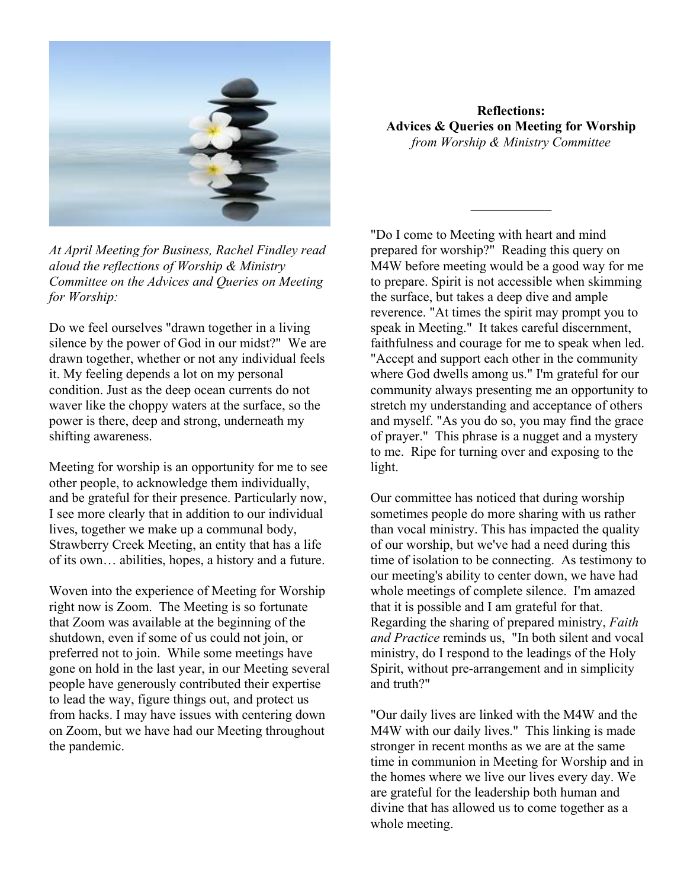**Reflections:**
**Advices & Queries on Meeting for Worship**
*from Worship & Ministry Committee*

*At April Meeting for Business, Rachel Findley read aloud the reflections of Worship & Ministry Committee on the Advices and Queries on Meeting for Worship:*

Do we feel ourselves "drawn together in a living silence by the power of God in our midst?" We are drawn together, whether or not any individual feels it. My feeling depends a lot on my personal condition. Just as the deep ocean currents do not waver like the choppy waters at the surface, so the power is there, deep and strong, underneath my shifting awareness.

Meeting for worship is an opportunity for me to see other people, to acknowledge them individually, and be grateful for their presence. Particularly now, I see more clearly that in addition to our individual lives, together we make up a communal body, Strawberry Creek Meeting, an entity that has a life of its own… abilities, hopes, a history and a future.

Woven into the experience of Meeting for Worship right now is Zoom. The Meeting is so fortunate that Zoom was available at the beginning of the shutdown, even if some of us could not join, or preferred not to join. While some meetings have gone on hold in the last year, in our Meeting several people have generously contributed their expertise to lead the way, figure things out, and protect us from hacks. I may have issues with centering down on Zoom, but we have had our Meeting throughout the pandemic.

"Do I come to Meeting with heart and mind prepared for worship?" Reading this query on M4W before meeting would be a good way for me to prepare. Spirit is not accessible when skimming the surface, but takes a deep dive and ample reverence. "At times the spirit may prompt you to speak in Meeting." It takes careful discernment, faithfulness and courage for me to speak when led. "Accept and support each other in the community where God dwells among us." I'm grateful for our community always presenting me an opportunity to stretch my understanding and acceptance of others and myself. "As you do so, you may find the grace of prayer." This phrase is a nugget and a mystery to me. Ripe for turning over and exposing to the light.

Our committee has noticed that during worship sometimes people do more sharing with us rather than vocal ministry. This has impacted the quality of our worship, but we've had a need during this time of isolation to be connecting. As testimony to our meeting's ability to center down, we have had whole meetings of complete silence. I'm amazed that it is possible and I am grateful for that. Regarding the sharing of prepared ministry, *Faith and Practice* reminds us, "In both silent and vocal ministry, do I respond to the leadings of the Holy Spirit, without pre-arrangement and in simplicity and truth?"

"Our daily lives are linked with the M4W and the M4W with our daily lives." This linking is made stronger in recent months as we are at the same time in communion in Meeting for Worship and in the homes where we live our lives every day. We are grateful for the leadership both human and divine that has allowed us to come together as a whole meeting.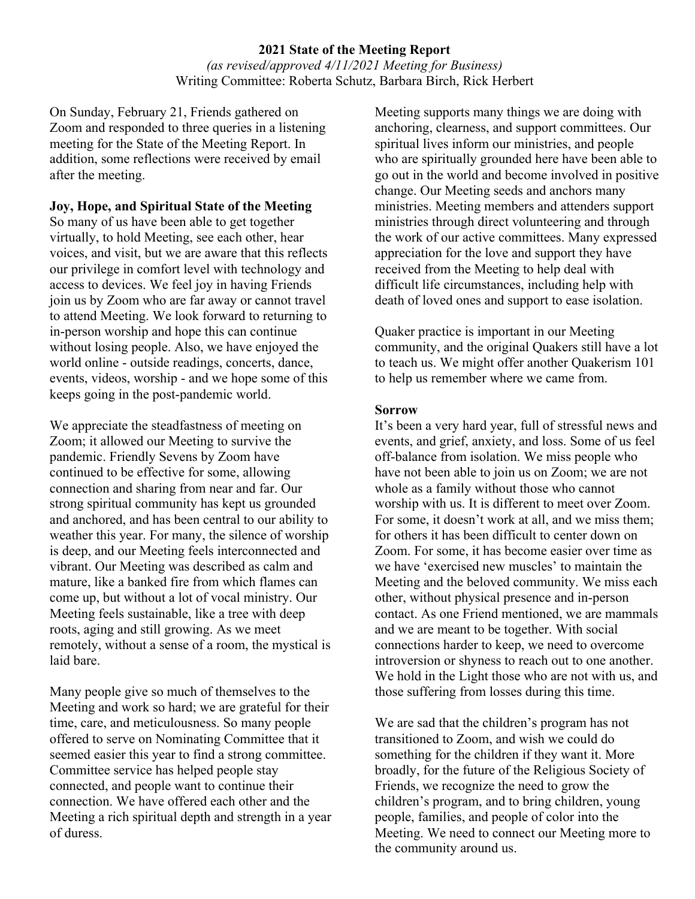**2021 State of the Meeting Report**

*(as revised/approved 4/11/2021 Meeting for Business)*

Writing Committee: Roberta Schutz, Barbara Birch, Rick Herbert

On Sunday, February 21, Friends gathered on Zoom and responded to three queries in a listening meeting for the State of the Meeting Report. In addition, some reflections were received by email after the meeting.

**Joy, Hope, and Spiritual State of the Meeting**

So many of us have been able to get together virtually, to hold Meeting, see each other, hear voices, and visit, but we are aware that this reflects our privilege in comfort level with technology and access to devices. We feel joy in having Friends join us by Zoom who are far away or cannot travel to attend Meeting. We look forward to returning to in-person worship and hope this can continue without losing people. Also, we have enjoyed the world online - outside readings, concerts, dance, events, videos, worship - and we hope some of this keeps going in the post-pandemic world.

We appreciate the steadfastness of meeting on Zoom; it allowed our Meeting to survive the pandemic. Friendly Sevens by Zoom have continued to be effective for some, allowing connection and sharing from near and far. Our strong spiritual community has kept us grounded and anchored, and has been central to our ability to weather this year. For many, the silence of worship is deep, and our Meeting feels interconnected and vibrant. Our Meeting was described as calm and mature, like a banked fire from which flames can come up, but without a lot of vocal ministry. Our Meeting feels sustainable, like a tree with deep roots, aging and still growing. As we meet remotely, without a sense of a room, the mystical is laid bare.

Many people give so much of themselves to the Meeting and work so hard; we are grateful for their time, care, and meticulousness. So many people offered to serve on Nominating Committee that it seemed easier this year to find a strong committee. Committee service has helped people stay connected, and people want to continue their connection. We have offered each other and the Meeting a rich spiritual depth and strength in a year of duress.

Meeting supports many things we are doing with anchoring, clearness, and support committees. Our spiritual lives inform our ministries, and people who are spiritually grounded here have been able to go out in the world and become involved in positive change. Our Meeting seeds and anchors many ministries. Meeting members and attenders support ministries through direct volunteering and through the work of our active committees. Many expressed appreciation for the love and support they have received from the Meeting to help deal with difficult life circumstances, including help with death of loved ones and support to ease isolation.

Quaker practice is important in our Meeting community, and the original Quakers still have a lot to teach us. We might offer another Quakerism 101 to help us remember where we came from.

**Sorrow**

It's been a very hard year, full of stressful news and events, and grief, anxiety, and loss. Some of us feel off-balance from isolation. We miss people who have not been able to join us on Zoom; we are not whole as a family without those who cannot worship with us. It is different to meet over Zoom. For some, it doesn't work at all, and we miss them; for others it has been difficult to center down on Zoom. For some, it has become easier over time as we have 'exercised new muscles' to maintain the Meeting and the beloved community. We miss each other, without physical presence and in-person contact. As one Friend mentioned, we are mammals and we are meant to be together. With social connections harder to keep, we need to overcome introversion or shyness to reach out to one another. We hold in the Light those who are not with us, and those suffering from losses during this time.

We are sad that the children's program has not transitioned to Zoom, and wish we could do something for the children if they want it. More broadly, for the future of the Religious Society of Friends, we recognize the need to grow the children's program, and to bring children, young people, families, and people of color into the Meeting. We need to connect our Meeting more to the community around us.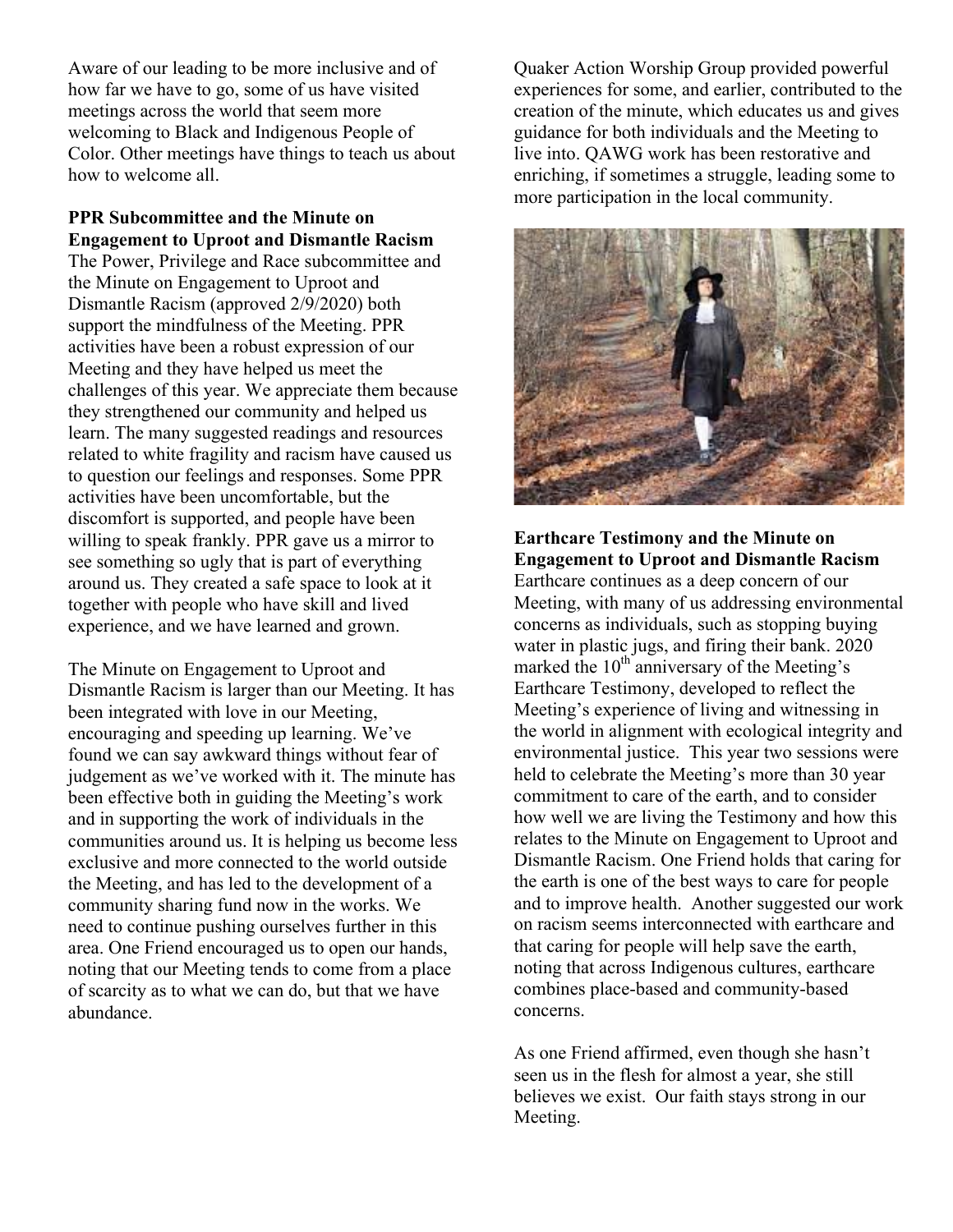Aware of our leading to be more inclusive and of how far we have to go, some of us have visited meetings across the world that seem more welcoming to Black and Indigenous People of Color. Other meetings have things to teach us about how to welcome all.

**PPR Subcommittee and the Minute on Engagement to Uproot and Dismantle Racism**

The Power, Privilege and Race subcommittee and the Minute on Engagement to Uproot and Dismantle Racism (approved 2/9/2020) both support the mindfulness of the Meeting. PPR activities have been a robust expression of our Meeting and they have helped us meet the challenges of this year. We appreciate them because they strengthened our community and helped us learn. The many suggested readings and resources related to white fragility and racism have caused us to question our feelings and responses. Some PPR activities have been uncomfortable, but the discomfort is supported, and people have been willing to speak frankly. PPR gave us a mirror to see something so ugly that is part of everything around us. They created a safe space to look at it together with people who have skill and lived experience, and we have learned and grown.

The Minute on Engagement to Uproot and Dismantle Racism is larger than our Meeting. It has been integrated with love in our Meeting, encouraging and speeding up learning. We've found we can say awkward things without fear of judgement as we've worked with it. The minute has been effective both in guiding the Meeting's work and in supporting the work of individuals in the communities around us. It is helping us become less exclusive and more connected to the world outside the Meeting, and has led to the development of a community sharing fund now in the works. We need to continue pushing ourselves further in this area. One Friend encouraged us to open our hands, noting that our Meeting tends to come from a place of scarcity as to what we can do, but that we have abundance.

Quaker Action Worship Group provided powerful experiences for some, and earlier, contributed to the creation of the minute, which educates us and gives guidance for both individuals and the Meeting to live into. QAWG work has been restorative and enriching, if sometimes a struggle, leading some to more participation in the local community.

**Earthcare Testimony and the Minute on Engagement to Uproot and Dismantle Racism**

Earthcare continues as a deep concern of our Meeting, with many of us addressing environmental concerns as individuals, such as stopping buying water in plastic jugs, and firing their bank. 2020 marked the 10th anniversary of the Meeting's Earthcare Testimony, developed to reflect the Meeting's experience of living and witnessing in the world in alignment with ecological integrity and environmental justice. This year two sessions were held to celebrate the Meeting's more than 30 year commitment to care of the earth, and to consider how well we are living the Testimony and how this relates to the Minute on Engagement to Uproot and Dismantle Racism. One Friend holds that caring for the earth is one of the best ways to care for people and to improve health. Another suggested our work on racism seems interconnected with earthcare and that caring for people will help save the earth, noting that across Indigenous cultures, earthcare combines place-based and community-based concerns.

As one Friend affirmed, even though she hasn't seen us in the flesh for almost a year, she still believes we exist. Our faith stays strong in our Meeting.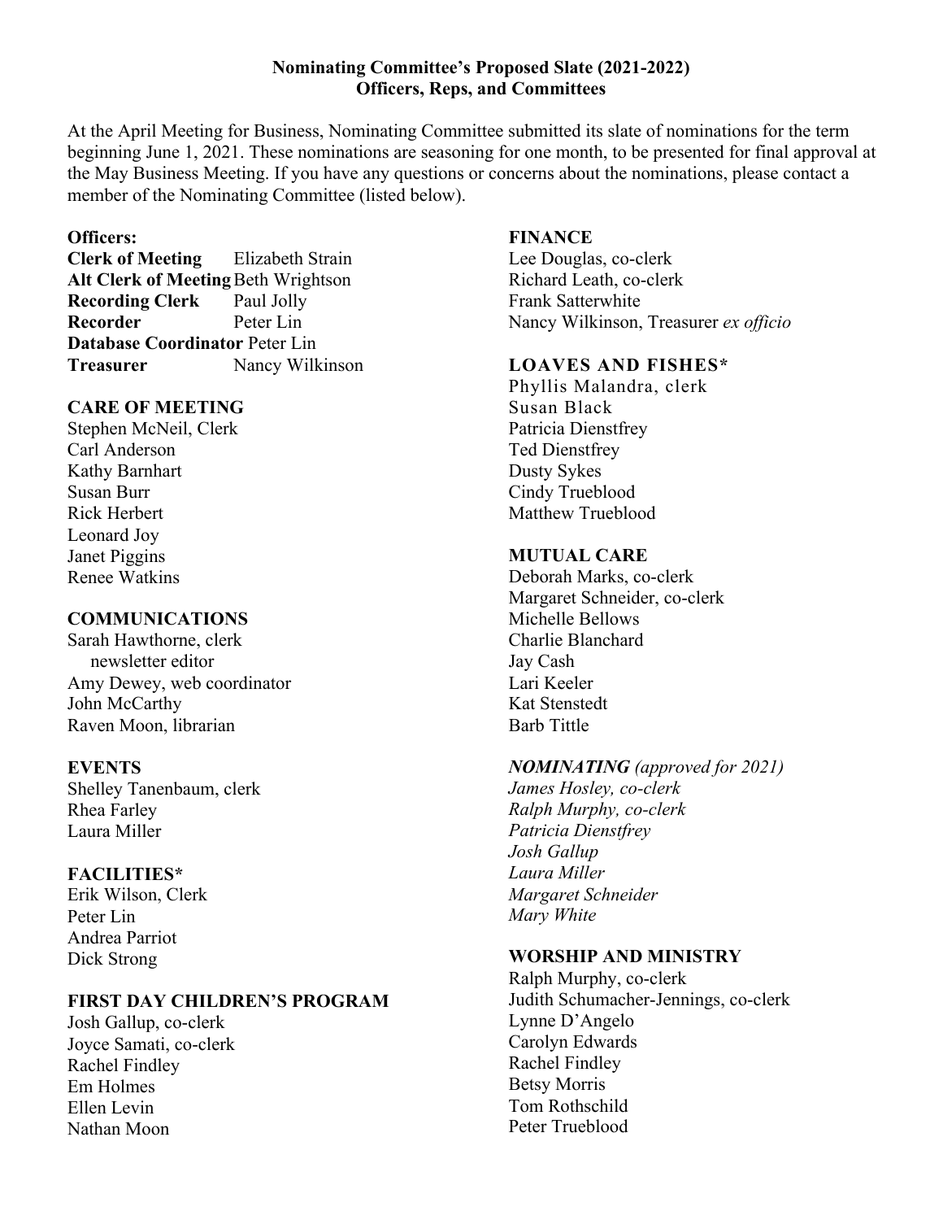**Nominating Committee's Proposed Slate (2021-2022)**
**Officers, Reps, and Committees**

At the April Meeting for Business, Nominating Committee submitted its slate of nominations for the term beginning June 1, 2021. These nominations are seasoning for one month, to be presented for final approval at the May Business Meeting. If you have any questions or concerns about the nominations, please contact a member of the Nominating Committee (listed below).

**Officers:**

**Clerk of Meeting** Elizabeth Strain
**Alt Clerk of Meeting** Beth Wrightson
**Recording Clerk** Paul Jolly
**Recorder** Peter Lin
**Database Coordinator** Peter Lin
**Treasurer** Nancy Wilkinson

**CARE OF MEETING**

Stephen McNeil, Clerk
Carl Anderson
Kathy Barnhart
Susan Burr
Rick Herbert
Leonard Joy
Janet Piggins
Renee Watkins

**COMMUNICATIONS**

Sarah Hawthorne, clerk
newsletter editor
Amy Dewey, web coordinator
John McCarthy
Raven Moon, librarian

**EVENTS**

Shelley Tanenbaum, clerk
Rhea Farley
Laura Miller

**FACILITIES***

Erik Wilson, Clerk
Peter Lin
Andrea Parriot
Dick Strong

**FIRST DAY CHILDREN'S PROGRAM**

Josh Gallup, co-clerk
Joyce Samati, co-clerk
Rachel Findley
Em Holmes
Ellen Levin
Nathan Moon

**FINANCE**

Lee Douglas, co-clerk
Richard Leath, co-clerk
Frank Satterwhite
Nancy Wilkinson, Treasurer *ex officio*

**LOAVES AND FISHES***

Phyllis Malandra, clerk
Susan Black
Patricia Dienstfrey
Ted Dienstfrey
Dusty Sykes
Cindy Trueblood
Matthew Trueblood

**MUTUAL CARE**

Deborah Marks, co-clerk
Margaret Schneider, co-clerk
Michelle Bellows
Charlie Blanchard
Jay Cash
Lari Keeler
Kat Stenstedt
Barb Tittle

***NOMINATING** (approved for 2021)*

*James Hosley, co-clerk*
*Ralph Murphy, co-clerk*
*Patricia Dienstfrey*
*Josh Gallup*
*Laura Miller*
*Margaret Schneider*
*Mary White*

**WORSHIP AND MINISTRY**

Ralph Murphy, co-clerk
Judith Schumacher-Jennings, co-clerk
Lynne D'Angelo
Carolyn Edwards
Rachel Findley
Betsy Morris
Tom Rothschild
Peter Trueblood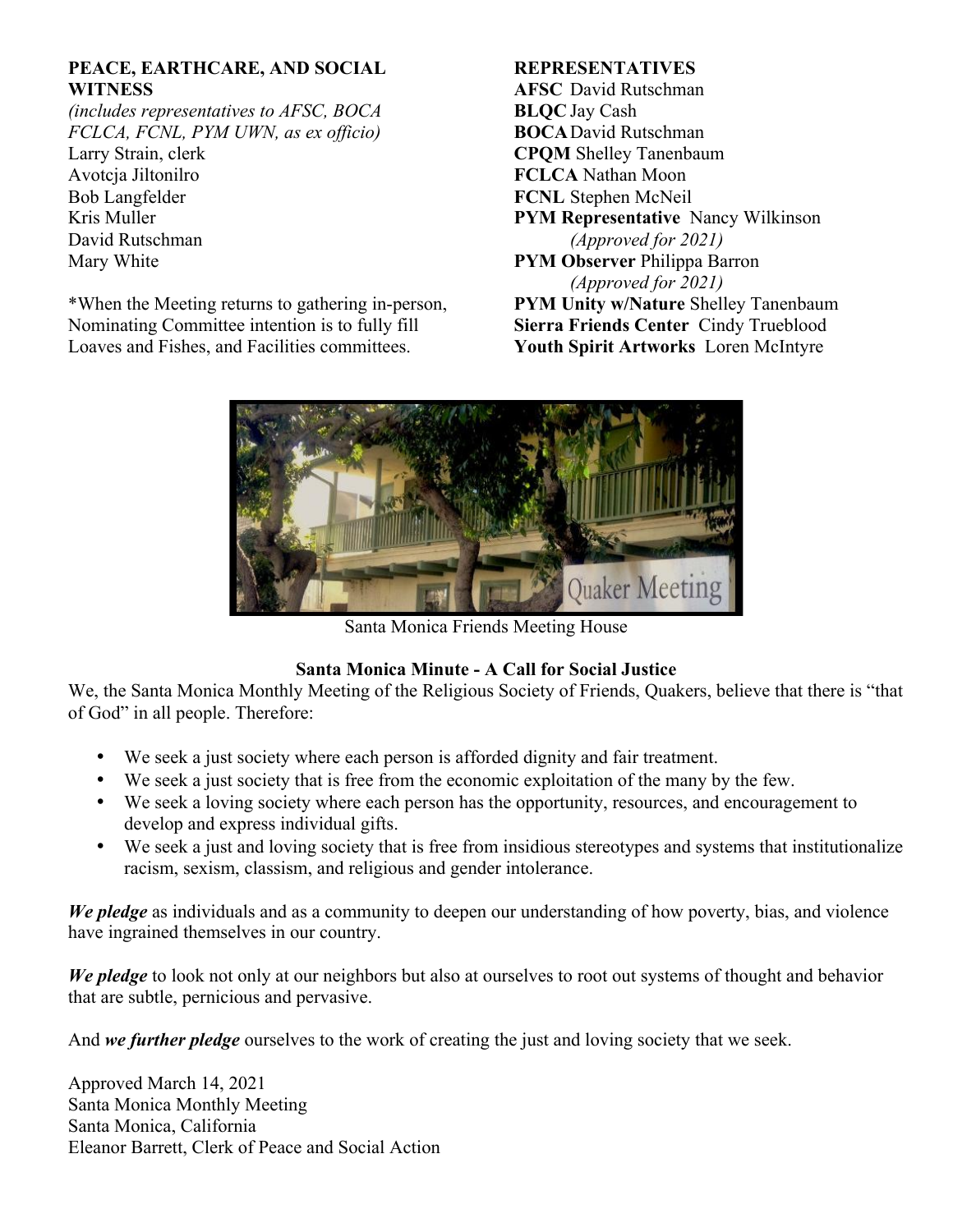**PEACE, EARTHCARE, AND SOCIAL WITNESS**
*(includes representatives to AFSC, BOCA FCLCA, FCNL, PYM UWN, as ex officio)*
Larry Strain, clerk
Avotcja Jiltonilro
Bob Langfelder
Kris Muller
David Rutschman
Mary White

*When the Meeting returns to gathering in-person, Nominating Committee intention is to fully fill Loaves and Fishes, and Facilities committees.

**REPRESENTATIVES**
**AFSC** David Rutschman
**BLQC** Jay Cash
**BOCA** David Rutschman
**CPQM** Shelley Tanenbaum
**FCLCA** Nathan Moon
**FCNL** Stephen McNeil
**PYM Representative** Nancy Wilkinson
*(Approved for 2021)*
**PYM Observer** Philippa Barron
*(Approved for 2021)*
**PYM Unity w/Nature** Shelley Tanenbaum
**Sierra Friends Center** Cindy Trueblood
**Youth Spirit Artworks** Loren McIntyre

Santa Monica Friends Meeting House

**Santa Monica Minute - A Call for Social Justice**

We, the Santa Monica Monthly Meeting of the Religious Society of Friends, Quakers, believe that there is "that of God" in all people. Therefore:

- We seek a just society where each person is afforded dignity and fair treatment.
- We seek a just society that is free from the economic exploitation of the many by the few.
- We seek a loving society where each person has the opportunity, resources, and encouragement to develop and express individual gifts.
- We seek a just and loving society that is free from insidious stereotypes and systems that institutionalize racism, sexism, classism, and religious and gender intolerance.

***We pledge*** as individuals and as a community to deepen our understanding of how poverty, bias, and violence have ingrained themselves in our country.

***We pledge*** to look not only at our neighbors but also at ourselves to root out systems of thought and behavior that are subtle, pernicious and pervasive.

And ***we further pledge*** ourselves to the work of creating the just and loving society that we seek.

Approved March 14, 2021
Santa Monica Monthly Meeting
Santa Monica, California
Eleanor Barrett, Clerk of Peace and Social Action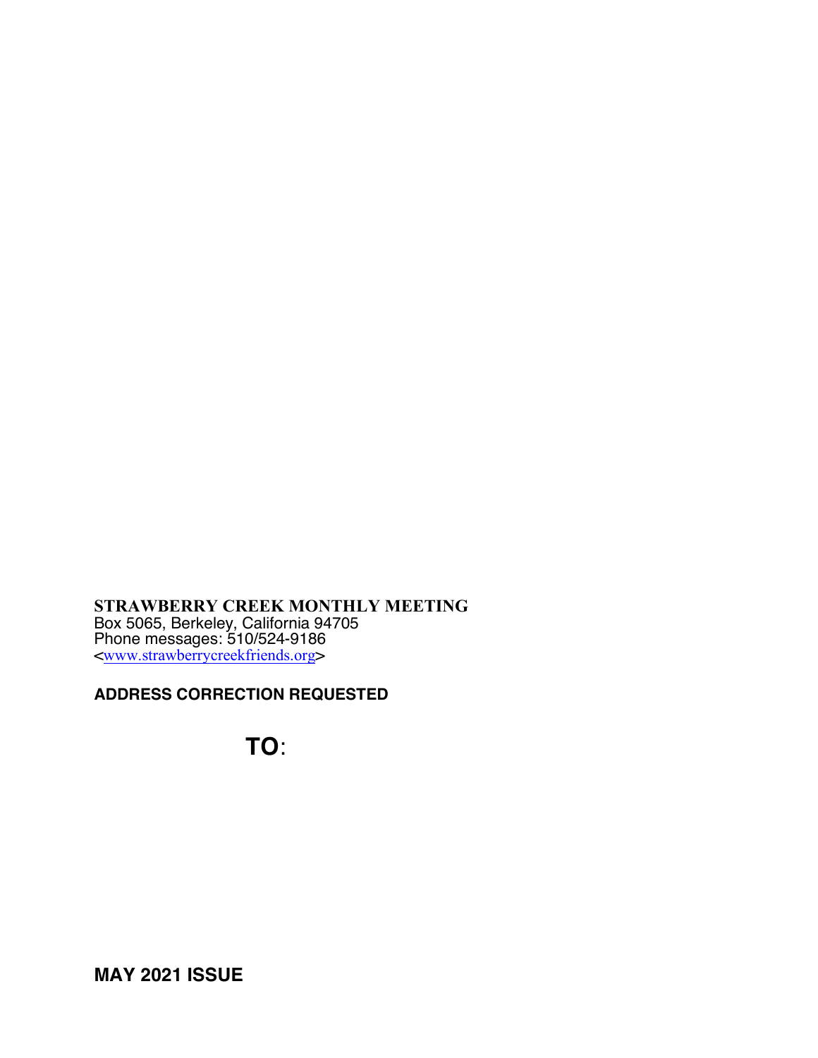**STRAWBERRY CREEK MONTHLY MEETING**
Box 5065, Berkeley, California 94705
Phone messages: 510/524-9186
<www.strawberrycreekfriends.org>

**ADDRESS CORRECTION REQUESTED**

**TO**:

**MAY 2021 ISSUE**